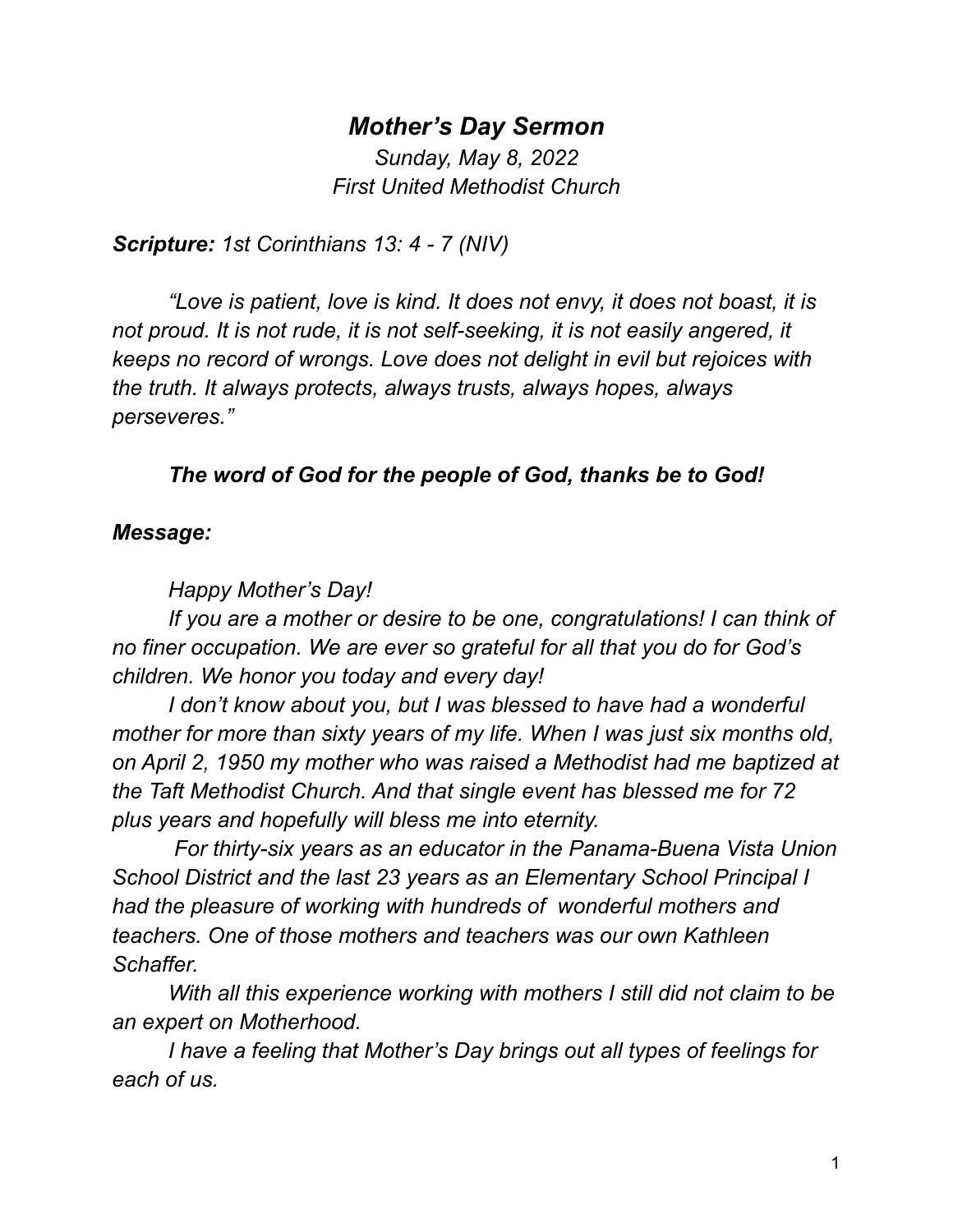# *Mother's Day Sermon*

*Sunday, May 8, 2022*
*First United Methodist Church*

***Scripture:*** *1st Corinthians 13: 4 - 7 (NIV)*

*"Love is patient, love is kind. It does not envy, it does not boast, it is not proud. It is not rude, it is not self-seeking, it is not easily angered, it keeps no record of wrongs. Love does not delight in evil but rejoices with the truth. It always protects, always trusts, always hopes, always perseveres."*

***The word of God for the people of God, thanks be to God!***

***Message:***

*Happy Mother's Day!*

*If you are a mother or desire to be one, congratulations! I can think of no finer occupation. We are ever so grateful for all that you do for God's children. We honor you today and every day!*

*I don't know about you, but I was blessed to have had a wonderful mother for more than sixty years of my life. When I was just six months old, on April 2, 1950 my mother who was raised a Methodist had me baptized at the Taft Methodist Church. And that single event has blessed me for 72 plus years and hopefully will bless me into eternity.*

*For thirty-six years as an educator in the Panama-Buena Vista Union School District and the last 23 years as an Elementary School Principal I had the pleasure of working with hundreds of wonderful mothers and teachers. One of those mothers and teachers was our own Kathleen Schaffer.*

*With all this experience working with mothers I still did not claim to be an expert on Motherhood.*

*I have a feeling that Mother's Day brings out all types of feelings for each of us.*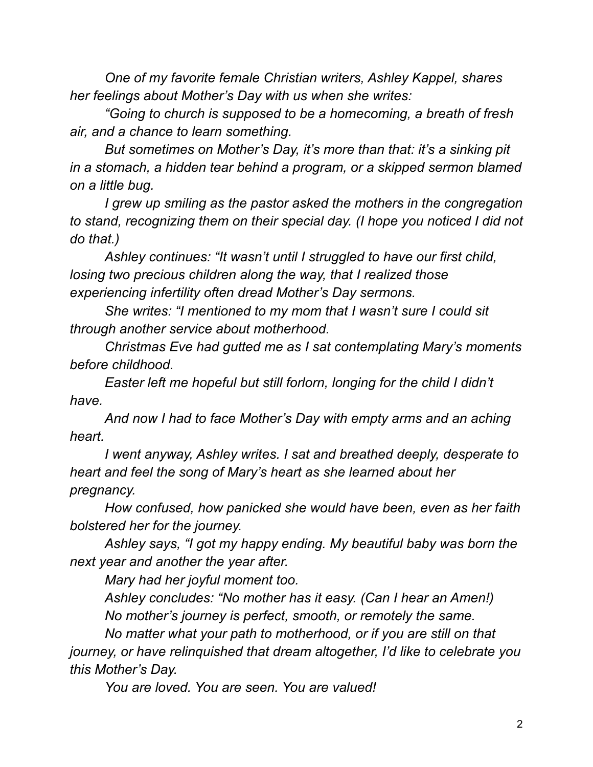*One of my favorite female Christian writers, Ashley Kappel, shares her feelings about Mother's Day with us when she writes:*

*"Going to church is supposed to be a homecoming, a breath of fresh air, and a chance to learn something.*

*But sometimes on Mother's Day, it's more than that: it's a sinking pit in a stomach, a hidden tear behind a program, or a skipped sermon blamed on a little bug.*

*I grew up smiling as the pastor asked the mothers in the congregation to stand, recognizing them on their special day. (I hope you noticed I did not do that.)*

*Ashley continues: "It wasn't until I struggled to have our first child, losing two precious children along the way, that I realized those experiencing infertility often dread Mother's Day sermons.*

*She writes: "I mentioned to my mom that I wasn't sure I could sit through another service about motherhood.*

*Christmas Eve had gutted me as I sat contemplating Mary's moments before childhood.*

*Easter left me hopeful but still forlorn, longing for the child I didn't have.*

*And now I had to face Mother's Day with empty arms and an aching heart.*

*I went anyway, Ashley writes. I sat and breathed deeply, desperate to heart and feel the song of Mary's heart as she learned about her pregnancy.*

*How confused, how panicked she would have been, even as her faith bolstered her for the journey.*

*Ashley says, "I got my happy ending. My beautiful baby was born the next year and another the year after.*

*Mary had her joyful moment too.*

*Ashley concludes: "No mother has it easy. (Can I hear an Amen!)*

*No mother's journey is perfect, smooth, or remotely the same.*

*No matter what your path to motherhood, or if you are still on that journey, or have relinquished that dream altogether, I'd like to celebrate you this Mother's Day.*

*You are loved. You are seen. You are valued!*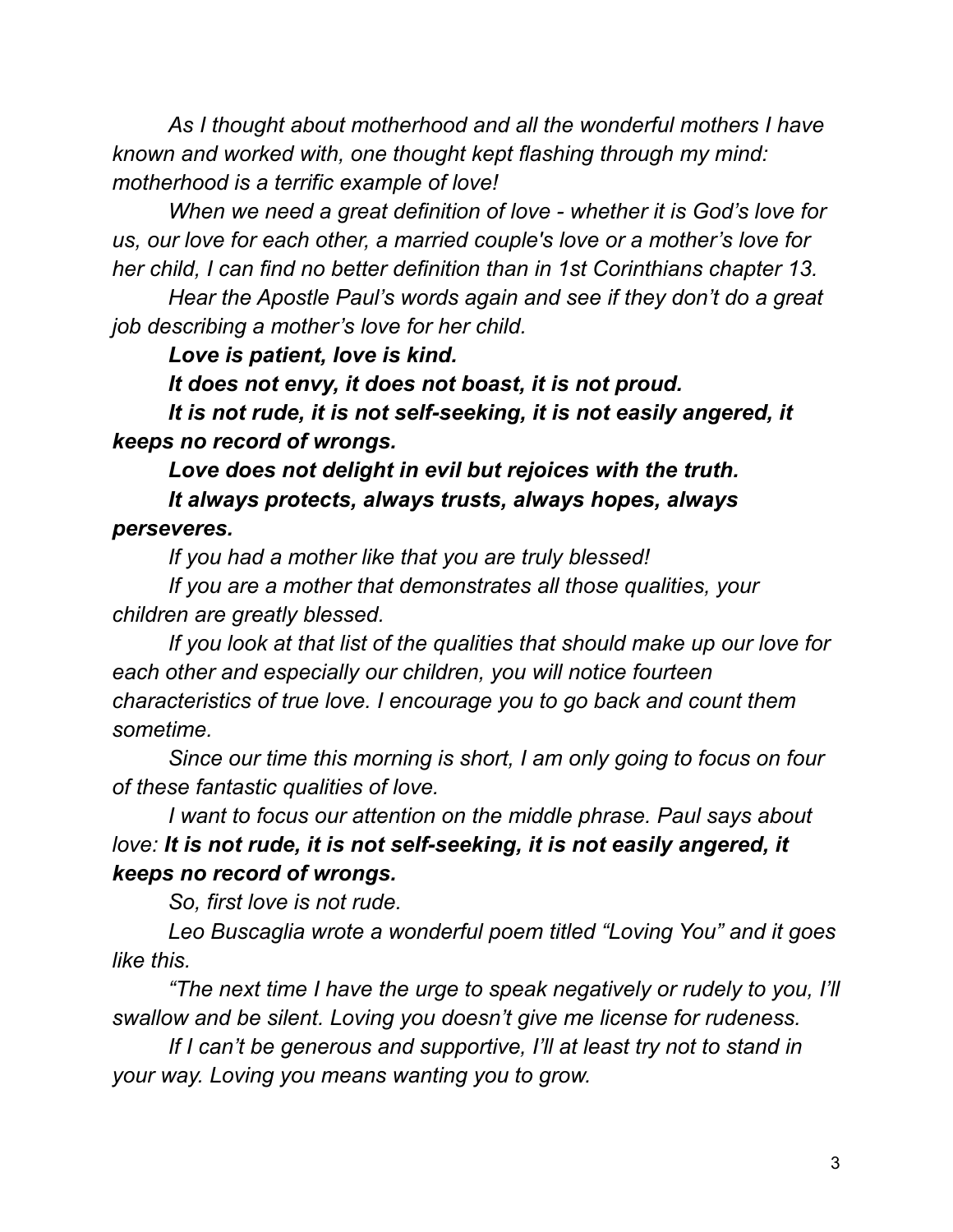*As I thought about motherhood and all the wonderful mothers I have known and worked with, one thought kept flashing through my mind: motherhood is a terrific example of love!*

*When we need a great definition of love - whether it is God's love for us, our love for each other, a married couple's love or a mother's love for her child, I can find no better definition than in 1st Corinthians chapter 13.*

*Hear the Apostle Paul's words again and see if they don't do a great job describing a mother's love for her child.*

***Love is patient, love is kind.***

***It does not envy, it does not boast, it is not proud.***

***It is not rude, it is not self-seeking, it is not easily angered, it keeps no record of wrongs.***

***Love does not delight in evil but rejoices with the truth.***

***It always protects, always trusts, always hopes, always perseveres.***

*If you had a mother like that you are truly blessed!*

*If you are a mother that demonstrates all those qualities, your children are greatly blessed.*

*If you look at that list of the qualities that should make up our love for each other and especially our children, you will notice fourteen characteristics of true love. I encourage you to go back and count them sometime.*

*Since our time this morning is short, I am only going to focus on four of these fantastic qualities of love.*

*I want to focus our attention on the middle phrase. Paul says about love:* ***It is not rude, it is not self-seeking, it is not easily angered, it keeps no record of wrongs.***

*So, first love is not rude.*

*Leo Buscaglia wrote a wonderful poem titled "Loving You" and it goes like this.*

*"The next time I have the urge to speak negatively or rudely to you, I'll swallow and be silent. Loving you doesn't give me license for rudeness.*

*If I can't be generous and supportive, I'll at least try not to stand in your way. Loving you means wanting you to grow.*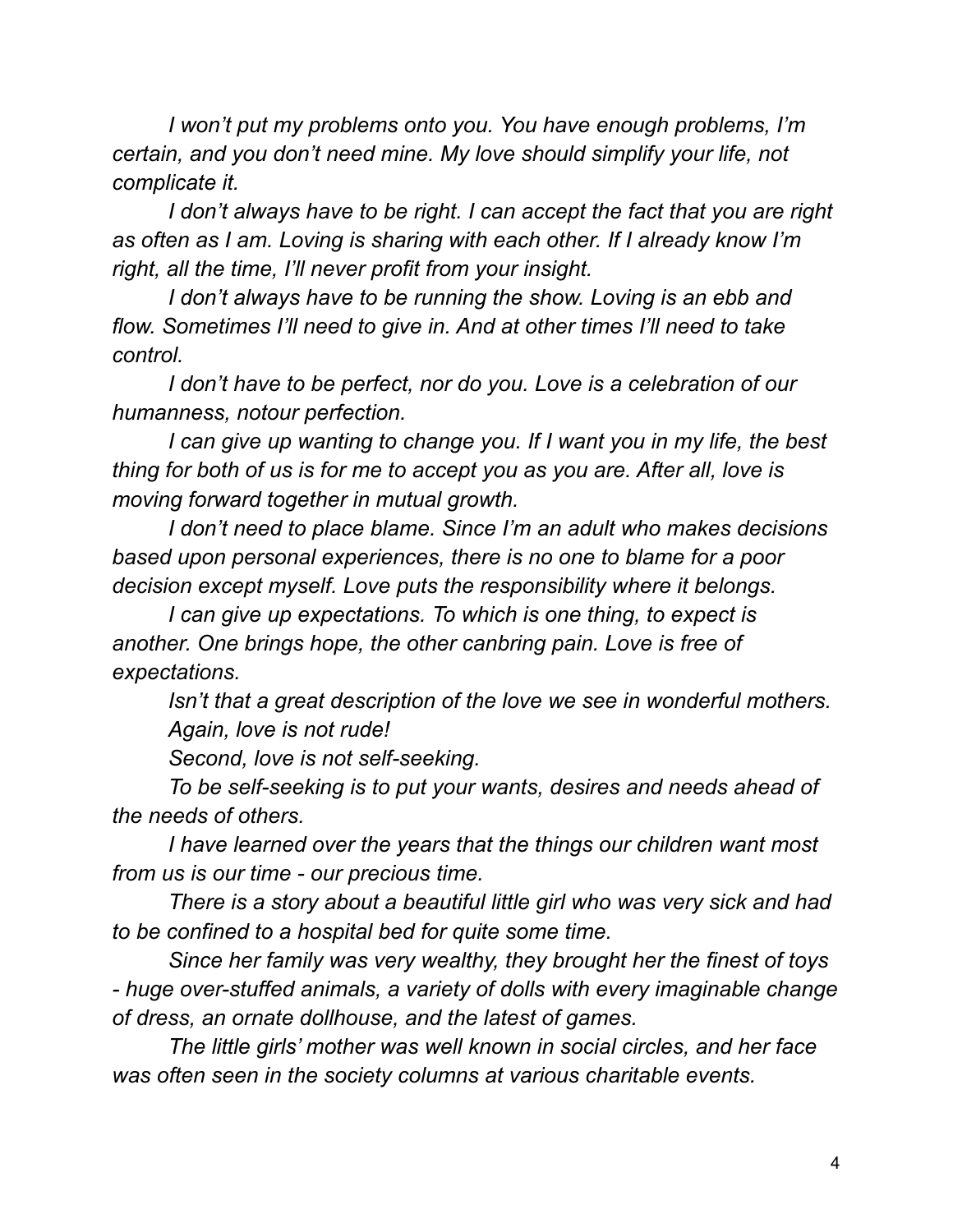*I won't put my problems onto you. You have enough problems, I'm certain, and you don't need mine. My love should simplify your life, not complicate it.*

*I don't always have to be right. I can accept the fact that you are right as often as I am. Loving is sharing with each other. If I already know I'm right, all the time, I'll never profit from your insight.*

*I don't always have to be running the show. Loving is an ebb and flow. Sometimes I'll need to give in. And at other times I'll need to take control.*

*I don't have to be perfect, nor do you. Love is a celebration of our humanness, notour perfection.*

*I can give up wanting to change you. If I want you in my life, the best thing for both of us is for me to accept you as you are. After all, love is moving forward together in mutual growth.*

*I don't need to place blame. Since I'm an adult who makes decisions based upon personal experiences, there is no one to blame for a poor decision except myself. Love puts the responsibility where it belongs.*

*I can give up expectations. To which is one thing, to expect is another. One brings hope, the other canbring pain. Love is free of expectations.*

*Isn't that a great description of the love we see in wonderful mothers.*

*Again, love is not rude!*

*Second, love is not self-seeking.*

*To be self-seeking is to put your wants, desires and needs ahead of the needs of others.*

*I have learned over the years that the things our children want most from us is our time - our precious time.*

*There is a story about a beautiful little girl who was very sick and had to be confined to a hospital bed for quite some time.*

*Since her family was very wealthy, they brought her the finest of toys - huge over-stuffed animals, a variety of dolls with every imaginable change of dress, an ornate dollhouse, and the latest of games.*

*The little girls' mother was well known in social circles, and her face was often seen in the society columns at various charitable events.*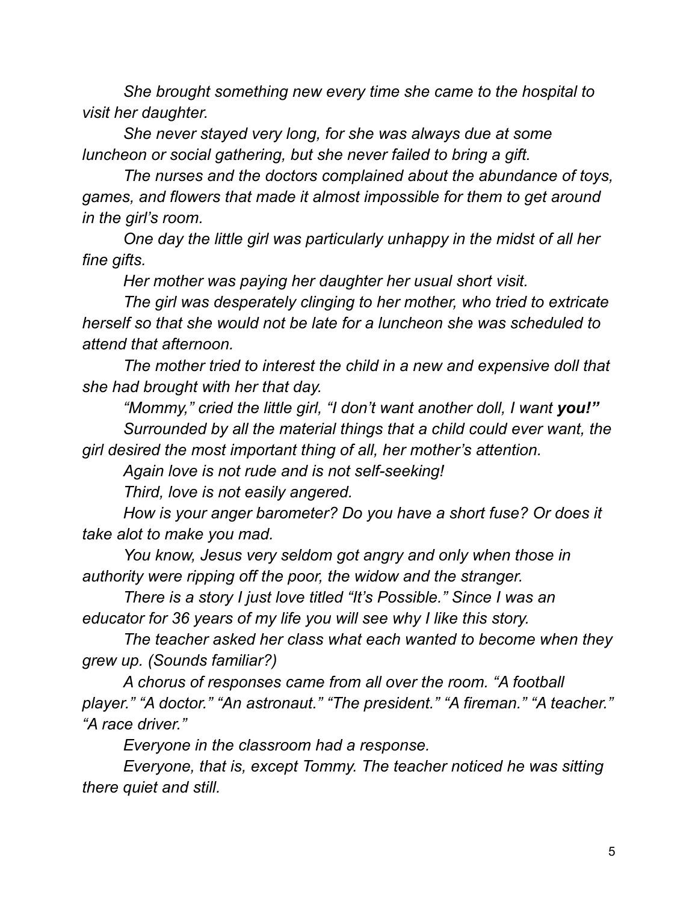*She brought something new every time she came to the hospital to visit her daughter.*

*She never stayed very long, for she was always due at some luncheon or social gathering, but she never failed to bring a gift.*

*The nurses and the doctors complained about the abundance of toys, games, and flowers that made it almost impossible for them to get around in the girl's room.*

*One day the little girl was particularly unhappy in the midst of all her fine gifts.*

*Her mother was paying her daughter her usual short visit.*

*The girl was desperately clinging to her mother, who tried to extricate herself so that she would not be late for a luncheon she was scheduled to attend that afternoon.*

*The mother tried to interest the child in a new and expensive doll that she had brought with her that day.*

*"Mommy," cried the little girl, "I don't want another doll, I want **you!"***

*Surrounded by all the material things that a child could ever want, the girl desired the most important thing of all, her mother's attention.*

*Again love is not rude and is not self-seeking!*

*Third, love is not easily angered.*

*How is your anger barometer? Do you have a short fuse? Or does it take alot to make you mad.*

*You know, Jesus very seldom got angry and only when those in authority were ripping off the poor, the widow and the stranger.*

*There is a story I just love titled "It's Possible." Since I was an educator for 36 years of my life you will see why I like this story.*

*The teacher asked her class what each wanted to become when they grew up. (Sounds familiar?)*

*A chorus of responses came from all over the room. "A football player." "A doctor." "An astronaut." "The president." "A fireman." "A teacher." "A race driver."*

*Everyone in the classroom had a response.*

*Everyone, that is, except Tommy. The teacher noticed he was sitting there quiet and still.*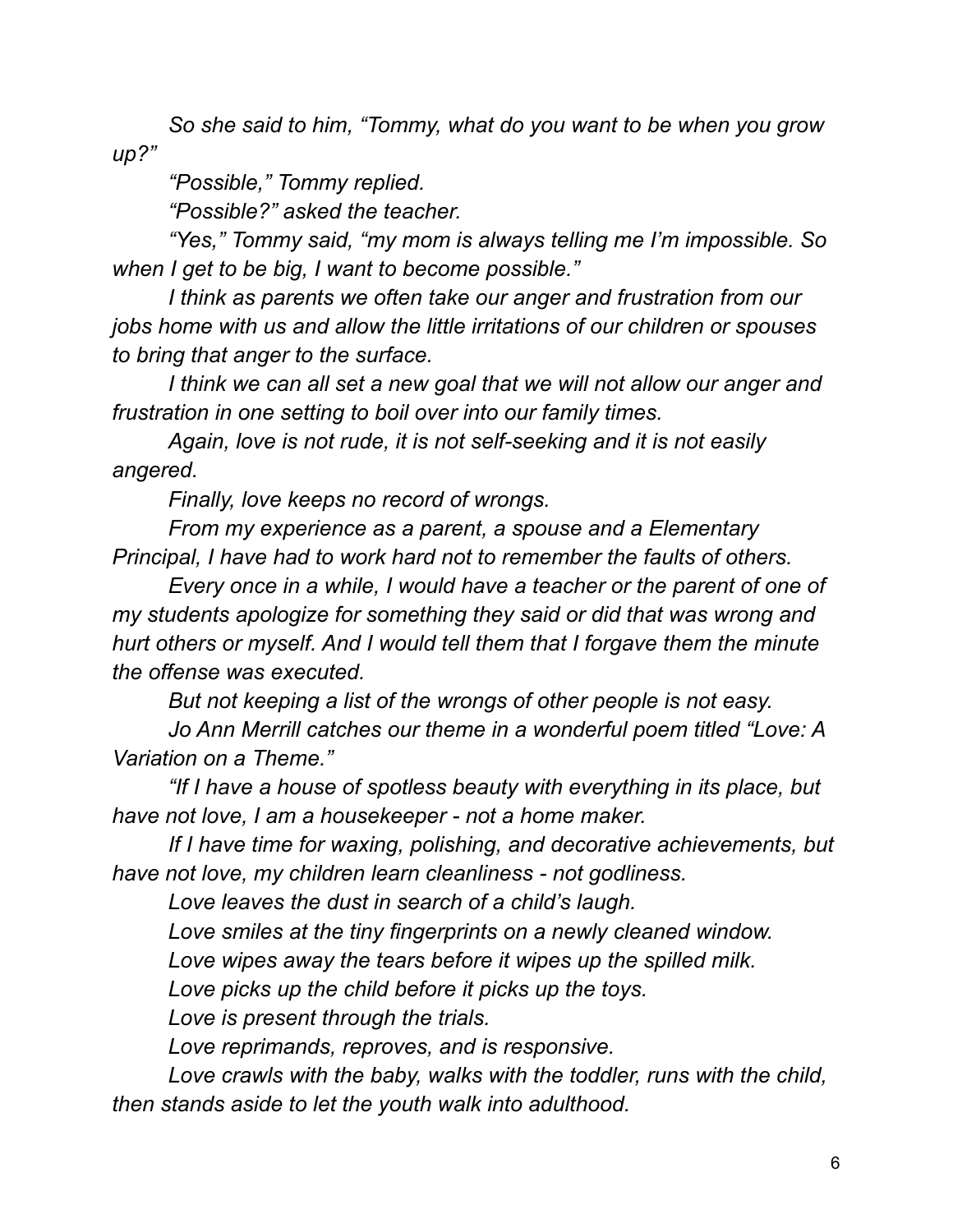*So she said to him, "Tommy, what do you want to be when you grow up?"*

*"Possible," Tommy replied.*

*"Possible?" asked the teacher.*

*"Yes," Tommy said, "my mom is always telling me I'm impossible. So when I get to be big, I want to become possible."*

*I think as parents we often take our anger and frustration from our jobs home with us and allow the little irritations of our children or spouses to bring that anger to the surface.*

*I think we can all set a new goal that we will not allow our anger and frustration in one setting to boil over into our family times.*

*Again, love is not rude, it is not self-seeking and it is not easily angered.*

*Finally, love keeps no record of wrongs.*

*From my experience as a parent, a spouse and a Elementary Principal, I have had to work hard not to remember the faults of others.*

*Every once in a while, I would have a teacher or the parent of one of my students apologize for something they said or did that was wrong and hurt others or myself. And I would tell them that I forgave them the minute the offense was executed.*

*But not keeping a list of the wrongs of other people is not easy.*

*Jo Ann Merrill catches our theme in a wonderful poem titled "Love: A Variation on a Theme."*

*"If I have a house of spotless beauty with everything in its place, but have not love, I am a housekeeper - not a home maker.*

*If I have time for waxing, polishing, and decorative achievements, but have not love, my children learn cleanliness - not godliness.*

*Love leaves the dust in search of a child's laugh.*

*Love smiles at the tiny fingerprints on a newly cleaned window.*

*Love wipes away the tears before it wipes up the spilled milk.*

*Love picks up the child before it picks up the toys.*

*Love is present through the trials.*

*Love reprimands, reproves, and is responsive.*

*Love crawls with the baby, walks with the toddler, runs with the child, then stands aside to let the youth walk into adulthood.*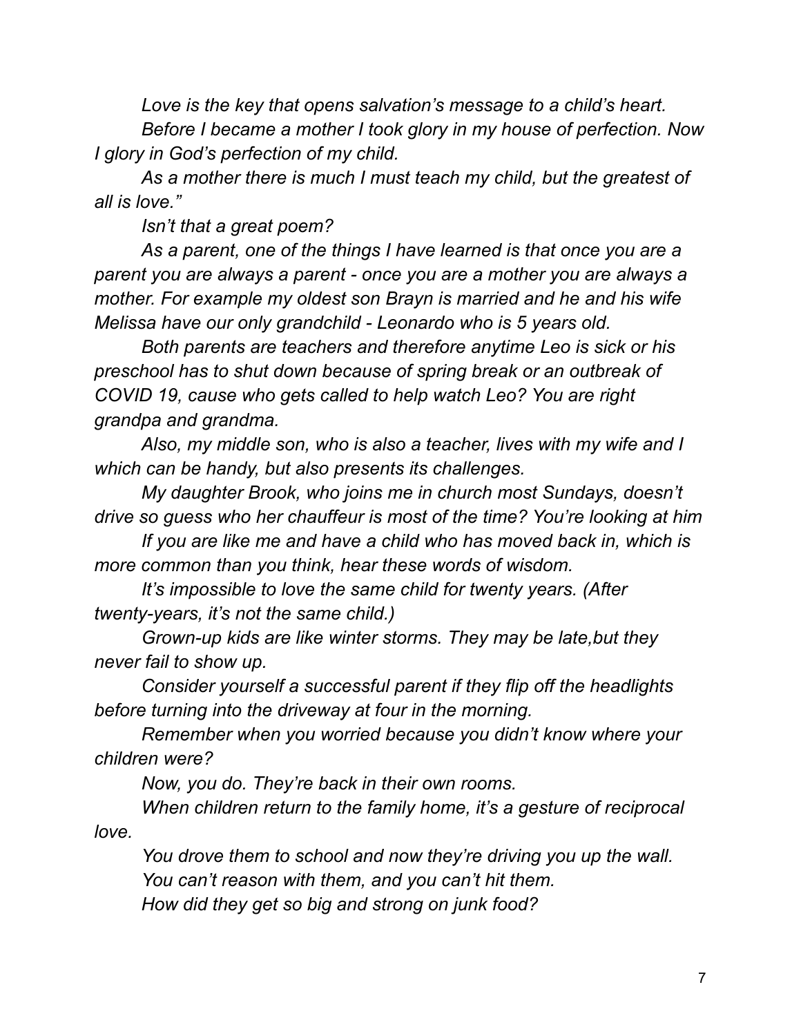*Love is the key that opens salvation's message to a child's heart.*

*Before I became a mother I took glory in my house of perfection. Now I glory in God's perfection of my child.*

*As a mother there is much I must teach my child, but the greatest of all is love."*

*Isn't that a great poem?*

*As a parent, one of the things I have learned is that once you are a parent you are always a parent - once you are a mother you are always a mother. For example my oldest son Brayn is married and he and his wife Melissa have our only grandchild - Leonardo who is 5 years old.*

*Both parents are teachers and therefore anytime Leo is sick or his preschool has to shut down because of spring break or an outbreak of COVID 19, cause who gets called to help watch Leo? You are right grandpa and grandma.*

*Also, my middle son, who is also a teacher, lives with my wife and I which can be handy, but also presents its challenges.*

*My daughter Brook, who joins me in church most Sundays, doesn't drive so guess who her chauffeur is most of the time? You're looking at him*

*If you are like me and have a child who has moved back in, which is more common than you think, hear these words of wisdom.*

*It's impossible to love the same child for twenty years. (After twenty-years, it's not the same child.)*

*Grown-up kids are like winter storms. They may be late,but they never fail to show up.*

*Consider yourself a successful parent if they flip off the headlights before turning into the driveway at four in the morning.*

*Remember when you worried because you didn't know where your children were?*

*Now, you do. They're back in their own rooms.*

*When children return to the family home, it's a gesture of reciprocal love.*

*You drove them to school and now they're driving you up the wall.*

*You can't reason with them, and you can't hit them.*

*How did they get so big and strong on junk food?*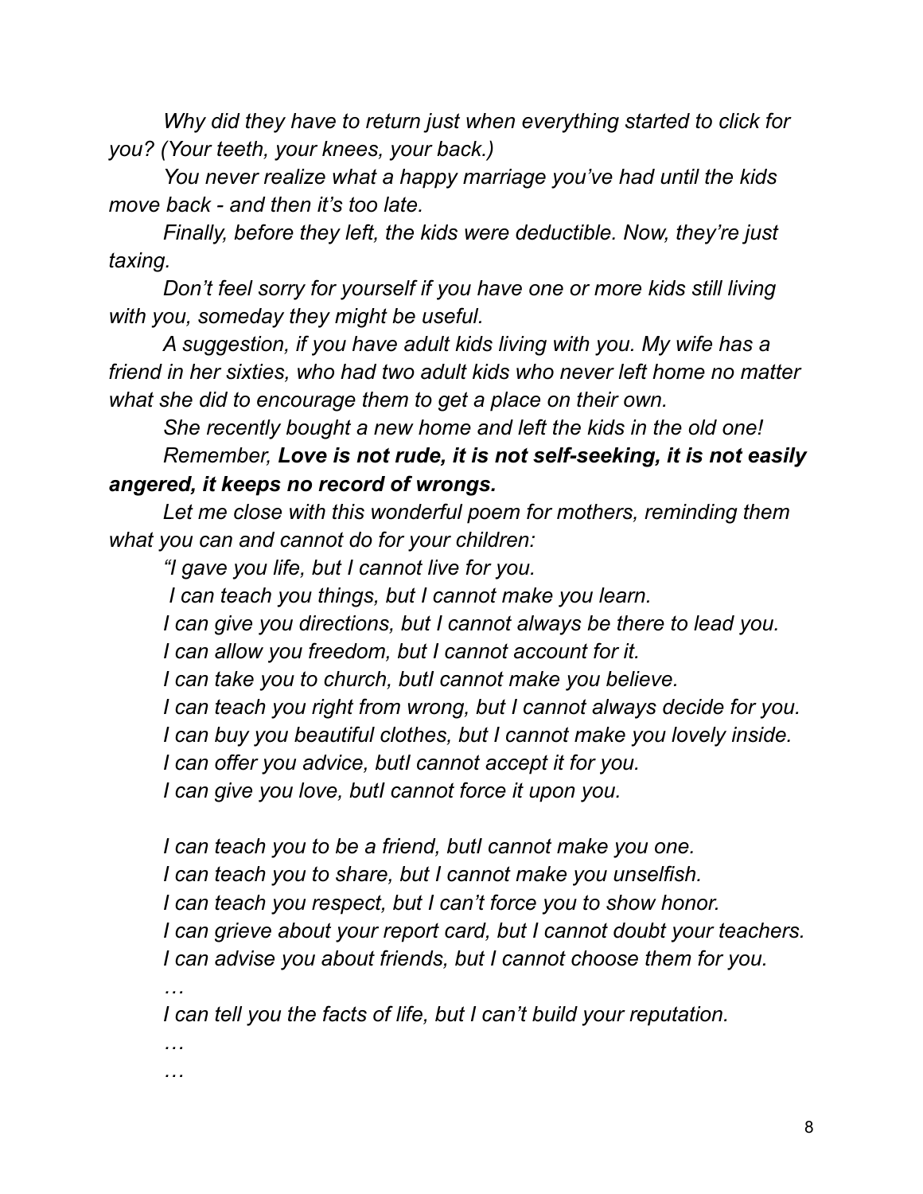*Why did they have to return just when everything started to click for you? (Your teeth, your knees, your back.)*

*You never realize what a happy marriage you've had until the kids move back - and then it's too late.*

*Finally, before they left, the kids were deductible. Now, they're just taxing.*

*Don't feel sorry for yourself if you have one or more kids still living with you, someday they might be useful.*

*A suggestion, if you have adult kids living with you. My wife has a friend in her sixties, who had two adult kids who never left home no matter what she did to encourage them to get a place on their own.*

*She recently bought a new home and left the kids in the old one!*

*Remember,* ***Love is not rude, it is not self-seeking, it is not easily angered, it keeps no record of wrongs.***

*Let me close with this wonderful poem for mothers, reminding them what you can and cannot do for your children:*

*"I gave you life, but I cannot live for you.*
*I can teach you things, but I cannot make you learn.*
*I can give you directions, but I cannot always be there to lead you.*
*I can allow you freedom, but I cannot account for it.*
*I can take you to church, butI cannot make you believe.*
*I can teach you right from wrong, but I cannot always decide for you.*
*I can buy you beautiful clothes, but I cannot make you lovely inside.*
*I can offer you advice, butI cannot accept it for you.*
*I can give you love, butI cannot force it upon you.*

*I can teach you to be a friend, butI cannot make you one.*
*I can teach you to share, but I cannot make you unselfish.*
*I can teach you respect, but I can't force you to show honor.*
*I can grieve about your report card, but I cannot doubt your teachers.*
*I can advise you about friends, but I cannot choose them for you.*
*…*
*I can tell you the facts of life, but I can't build your reputation.*
*…*
*…*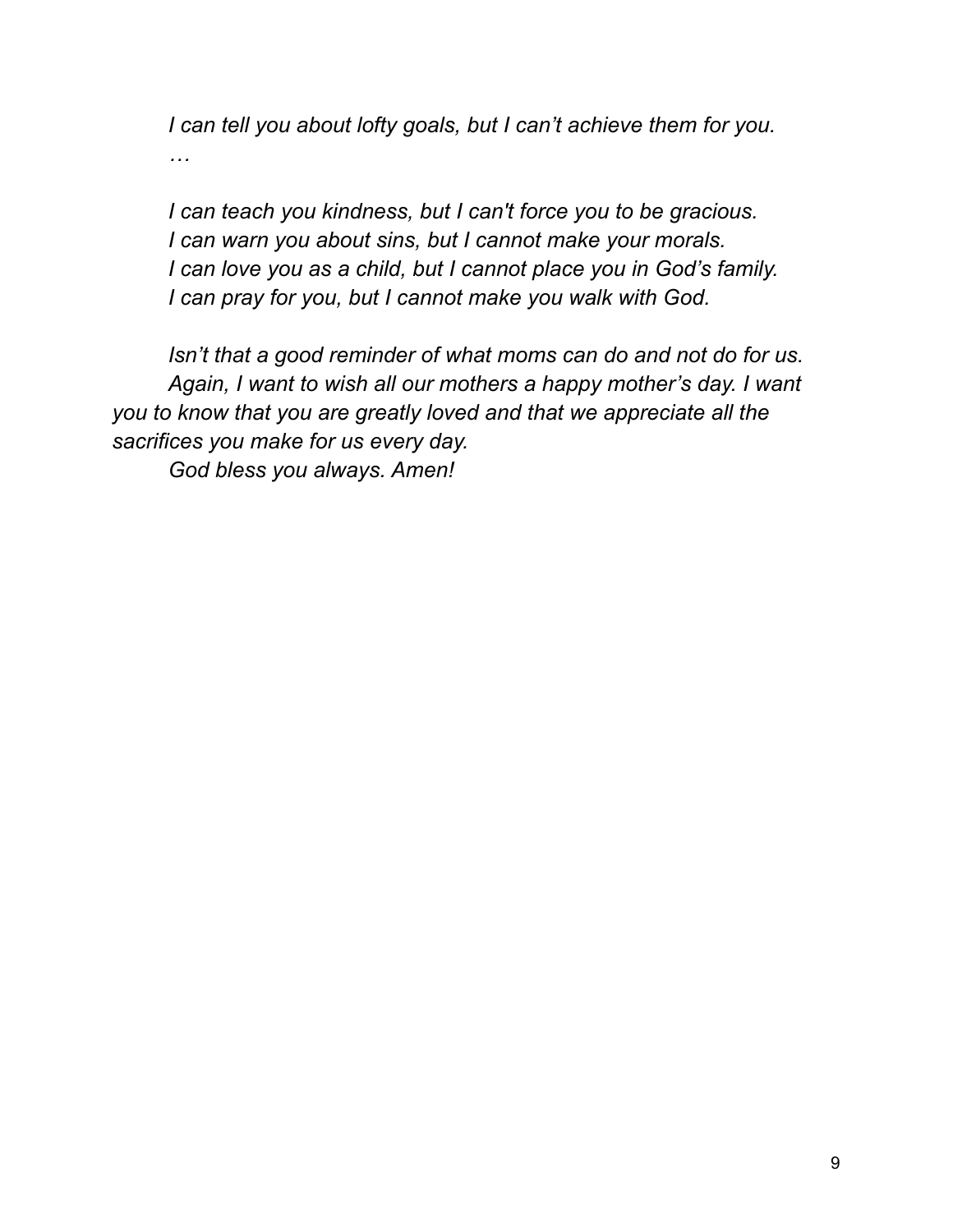*I can tell you about lofty goals, but I can't achieve them for you.*
*…*

*I can teach you kindness, but I can't force you to be gracious.*
*I can warn you about sins, but I cannot make your morals.*
*I can love you as a child, but I cannot place you in God's family.*
*I can pray for you, but I cannot make you walk with God.*

*Isn't that a good reminder of what moms can do and not do for us.*

*Again, I want to wish all our mothers a happy mother's day. I want you to know that you are greatly loved and that we appreciate all the sacrifices you make for us every day.*

*God bless you always. Amen!*